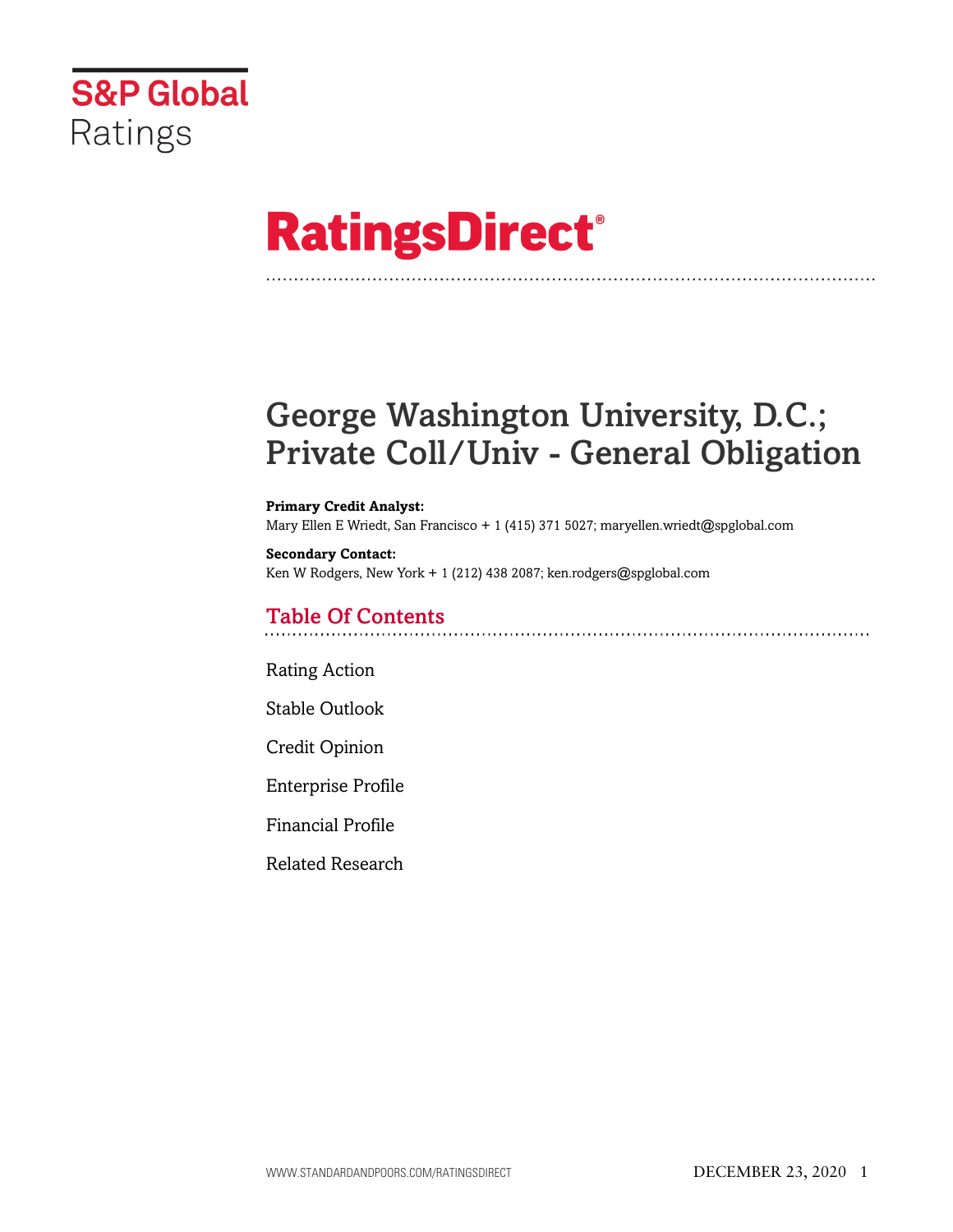S&P Global Ratings

# RatingsDirect®

# George Washington University, D.C.; Private Coll/Univ - General Obligation

**Primary Credit Analyst:**
Mary Ellen E Wriedt, San Francisco + 1 (415) 371 5027; maryellen.wriedt@spglobal.com

**Secondary Contact:**
Ken W Rodgers, New York + 1 (212) 438 2087; ken.rodgers@spglobal.com

## Table Of Contents

Rating Action

Stable Outlook

Credit Opinion

Enterprise Profile

Financial Profile

Related Research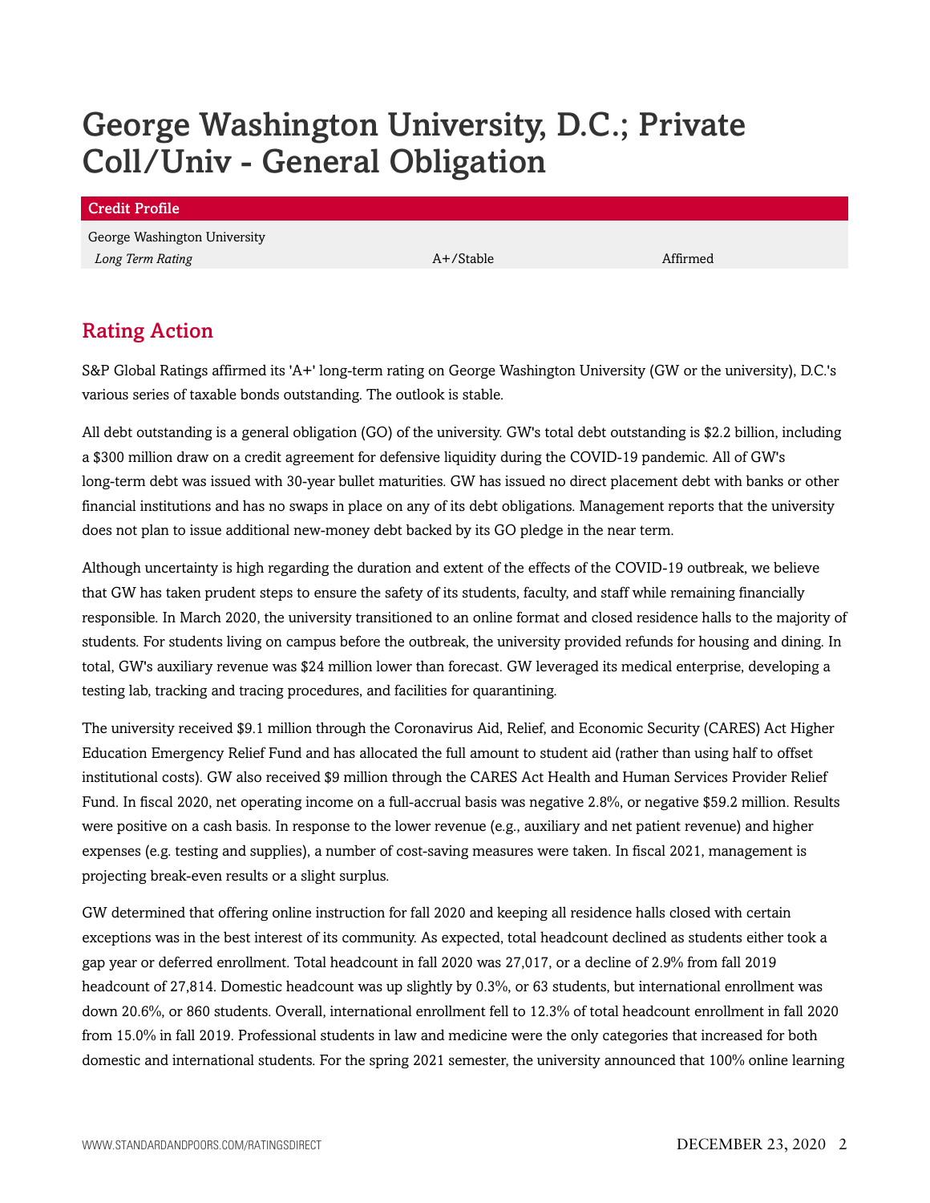# George Washington University, D.C.; Private Coll/Univ - General Obligation

| Credit Profile | | |
|---|---|---|
| George Washington University | | |
| *Long Term Rating* | A+/Stable | Affirmed |

## Rating Action

S&P Global Ratings affirmed its 'A+' long-term rating on George Washington University (GW or the university), D.C.'s various series of taxable bonds outstanding. The outlook is stable.

All debt outstanding is a general obligation (GO) of the university. GW's total debt outstanding is $2.2 billion, including a $300 million draw on a credit agreement for defensive liquidity during the COVID-19 pandemic. All of GW's long-term debt was issued with 30-year bullet maturities. GW has issued no direct placement debt with banks or other financial institutions and has no swaps in place on any of its debt obligations. Management reports that the university does not plan to issue additional new-money debt backed by its GO pledge in the near term.

Although uncertainty is high regarding the duration and extent of the effects of the COVID-19 outbreak, we believe that GW has taken prudent steps to ensure the safety of its students, faculty, and staff while remaining financially responsible. In March 2020, the university transitioned to an online format and closed residence halls to the majority of students. For students living on campus before the outbreak, the university provided refunds for housing and dining. In total, GW's auxiliary revenue was $24 million lower than forecast. GW leveraged its medical enterprise, developing a testing lab, tracking and tracing procedures, and facilities for quarantining.

The university received $9.1 million through the Coronavirus Aid, Relief, and Economic Security (CARES) Act Higher Education Emergency Relief Fund and has allocated the full amount to student aid (rather than using half to offset institutional costs). GW also received $9 million through the CARES Act Health and Human Services Provider Relief Fund. In fiscal 2020, net operating income on a full-accrual basis was negative 2.8%, or negative $59.2 million. Results were positive on a cash basis. In response to the lower revenue (e.g., auxiliary and net patient revenue) and higher expenses (e.g. testing and supplies), a number of cost-saving measures were taken. In fiscal 2021, management is projecting break-even results or a slight surplus.

GW determined that offering online instruction for fall 2020 and keeping all residence halls closed with certain exceptions was in the best interest of its community. As expected, total headcount declined as students either took a gap year or deferred enrollment. Total headcount in fall 2020 was 27,017, or a decline of 2.9% from fall 2019 headcount of 27,814. Domestic headcount was up slightly by 0.3%, or 63 students, but international enrollment was down 20.6%, or 860 students. Overall, international enrollment fell to 12.3% of total headcount enrollment in fall 2020 from 15.0% in fall 2019. Professional students in law and medicine were the only categories that increased for both domestic and international students. For the spring 2021 semester, the university announced that 100% online learning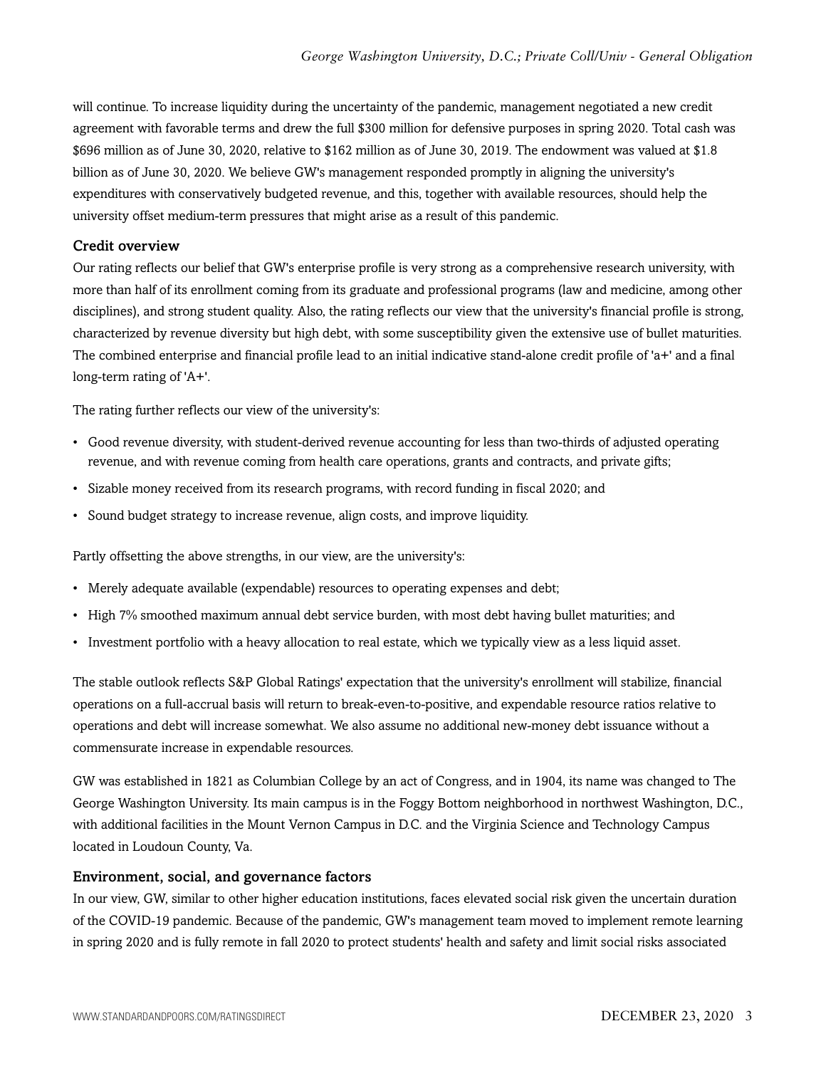will continue. To increase liquidity during the uncertainty of the pandemic, management negotiated a new credit agreement with favorable terms and drew the full $300 million for defensive purposes in spring 2020. Total cash was $696 million as of June 30, 2020, relative to $162 million as of June 30, 2019. The endowment was valued at $1.8 billion as of June 30, 2020. We believe GW's management responded promptly in aligning the university's expenditures with conservatively budgeted revenue, and this, together with available resources, should help the university offset medium-term pressures that might arise as a result of this pandemic.

## Credit overview

Our rating reflects our belief that GW's enterprise profile is very strong as a comprehensive research university, with more than half of its enrollment coming from its graduate and professional programs (law and medicine, among other disciplines), and strong student quality. Also, the rating reflects our view that the university's financial profile is strong, characterized by revenue diversity but high debt, with some susceptibility given the extensive use of bullet maturities. The combined enterprise and financial profile lead to an initial indicative stand-alone credit profile of 'a+' and a final long-term rating of 'A+'.

The rating further reflects our view of the university's:

- Good revenue diversity, with student-derived revenue accounting for less than two-thirds of adjusted operating revenue, and with revenue coming from health care operations, grants and contracts, and private gifts;
- Sizable money received from its research programs, with record funding in fiscal 2020; and
- Sound budget strategy to increase revenue, align costs, and improve liquidity.

Partly offsetting the above strengths, in our view, are the university's:

- Merely adequate available (expendable) resources to operating expenses and debt;
- High 7% smoothed maximum annual debt service burden, with most debt having bullet maturities; and
- Investment portfolio with a heavy allocation to real estate, which we typically view as a less liquid asset.

The stable outlook reflects S&P Global Ratings' expectation that the university's enrollment will stabilize, financial operations on a full-accrual basis will return to break-even-to-positive, and expendable resource ratios relative to operations and debt will increase somewhat. We also assume no additional new-money debt issuance without a commensurate increase in expendable resources.

GW was established in 1821 as Columbian College by an act of Congress, and in 1904, its name was changed to The George Washington University. Its main campus is in the Foggy Bottom neighborhood in northwest Washington, D.C., with additional facilities in the Mount Vernon Campus in D.C. and the Virginia Science and Technology Campus located in Loudoun County, Va.

## Environment, social, and governance factors

In our view, GW, similar to other higher education institutions, faces elevated social risk given the uncertain duration of the COVID-19 pandemic. Because of the pandemic, GW's management team moved to implement remote learning in spring 2020 and is fully remote in fall 2020 to protect students' health and safety and limit social risks associated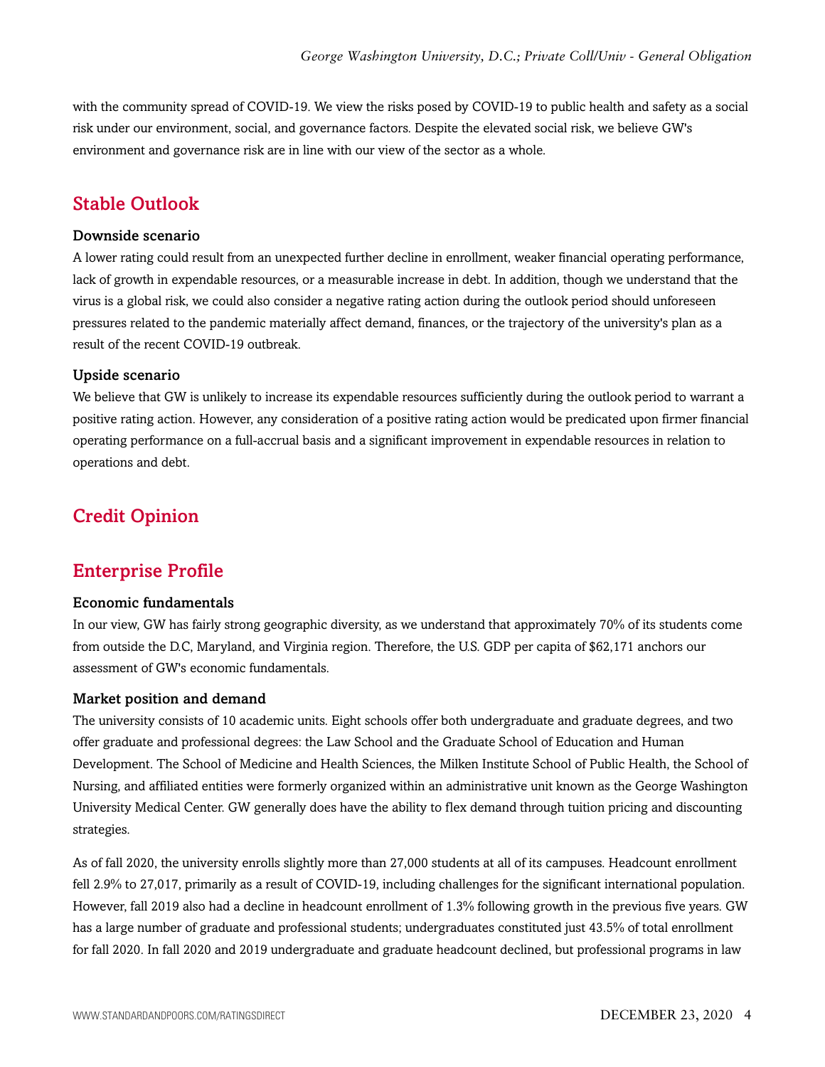with the community spread of COVID-19. We view the risks posed by COVID-19 to public health and safety as a social risk under our environment, social, and governance factors. Despite the elevated social risk, we believe GW's environment and governance risk are in line with our view of the sector as a whole.

## Stable Outlook

### Downside scenario

A lower rating could result from an unexpected further decline in enrollment, weaker financial operating performance, lack of growth in expendable resources, or a measurable increase in debt. In addition, though we understand that the virus is a global risk, we could also consider a negative rating action during the outlook period should unforeseen pressures related to the pandemic materially affect demand, finances, or the trajectory of the university's plan as a result of the recent COVID-19 outbreak.

### Upside scenario

We believe that GW is unlikely to increase its expendable resources sufficiently during the outlook period to warrant a positive rating action. However, any consideration of a positive rating action would be predicated upon firmer financial operating performance on a full-accrual basis and a significant improvement in expendable resources in relation to operations and debt.

## Credit Opinion

## Enterprise Profile

### Economic fundamentals

In our view, GW has fairly strong geographic diversity, as we understand that approximately 70% of its students come from outside the D.C, Maryland, and Virginia region. Therefore, the U.S. GDP per capita of $62,171 anchors our assessment of GW's economic fundamentals.

### Market position and demand

The university consists of 10 academic units. Eight schools offer both undergraduate and graduate degrees, and two offer graduate and professional degrees: the Law School and the Graduate School of Education and Human Development. The School of Medicine and Health Sciences, the Milken Institute School of Public Health, the School of Nursing, and affiliated entities were formerly organized within an administrative unit known as the George Washington University Medical Center. GW generally does have the ability to flex demand through tuition pricing and discounting strategies.

As of fall 2020, the university enrolls slightly more than 27,000 students at all of its campuses. Headcount enrollment fell 2.9% to 27,017, primarily as a result of COVID-19, including challenges for the significant international population. However, fall 2019 also had a decline in headcount enrollment of 1.3% following growth in the previous five years. GW has a large number of graduate and professional students; undergraduates constituted just 43.5% of total enrollment for fall 2020. In fall 2020 and 2019 undergraduate and graduate headcount declined, but professional programs in law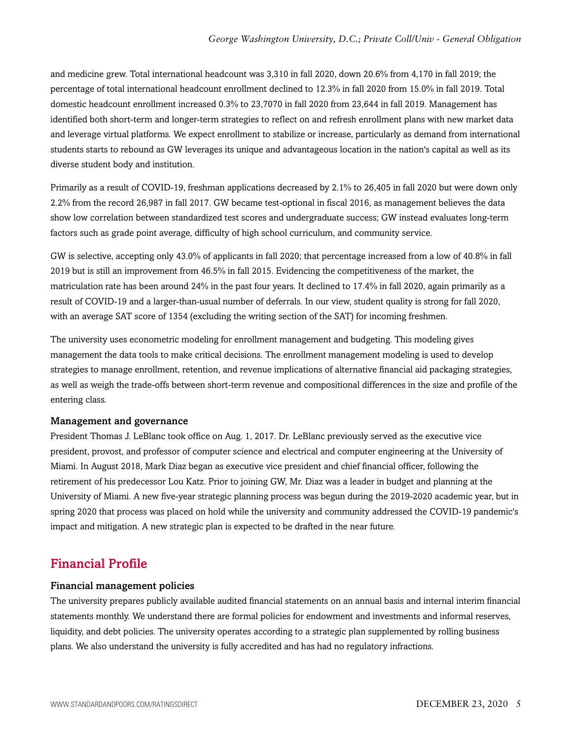and medicine grew. Total international headcount was 3,310 in fall 2020, down 20.6% from 4,170 in fall 2019; the percentage of total international headcount enrollment declined to 12.3% in fall 2020 from 15.0% in fall 2019. Total domestic headcount enrollment increased 0.3% to 23,7070 in fall 2020 from 23,644 in fall 2019. Management has identified both short-term and longer-term strategies to reflect on and refresh enrollment plans with new market data and leverage virtual platforms. We expect enrollment to stabilize or increase, particularly as demand from international students starts to rebound as GW leverages its unique and advantageous location in the nation's capital as well as its diverse student body and institution.

Primarily as a result of COVID-19, freshman applications decreased by 2.1% to 26,405 in fall 2020 but were down only 2.2% from the record 26,987 in fall 2017. GW became test-optional in fiscal 2016, as management believes the data show low correlation between standardized test scores and undergraduate success; GW instead evaluates long-term factors such as grade point average, difficulty of high school curriculum, and community service.

GW is selective, accepting only 43.0% of applicants in fall 2020; that percentage increased from a low of 40.8% in fall 2019 but is still an improvement from 46.5% in fall 2015. Evidencing the competitiveness of the market, the matriculation rate has been around 24% in the past four years. It declined to 17.4% in fall 2020, again primarily as a result of COVID-19 and a larger-than-usual number of deferrals. In our view, student quality is strong for fall 2020, with an average SAT score of 1354 (excluding the writing section of the SAT) for incoming freshmen.

The university uses econometric modeling for enrollment management and budgeting. This modeling gives management the data tools to make critical decisions. The enrollment management modeling is used to develop strategies to manage enrollment, retention, and revenue implications of alternative financial aid packaging strategies, as well as weigh the trade-offs between short-term revenue and compositional differences in the size and profile of the entering class.

### Management and governance

President Thomas J. LeBlanc took office on Aug. 1, 2017. Dr. LeBlanc previously served as the executive vice president, provost, and professor of computer science and electrical and computer engineering at the University of Miami. In August 2018, Mark Diaz began as executive vice president and chief financial officer, following the retirement of his predecessor Lou Katz. Prior to joining GW, Mr. Diaz was a leader in budget and planning at the University of Miami. A new five-year strategic planning process was begun during the 2019-2020 academic year, but in spring 2020 that process was placed on hold while the university and community addressed the COVID-19 pandemic's impact and mitigation. A new strategic plan is expected to be drafted in the near future.

## Financial Profile

### Financial management policies

The university prepares publicly available audited financial statements on an annual basis and internal interim financial statements monthly. We understand there are formal policies for endowment and investments and informal reserves, liquidity, and debt policies. The university operates according to a strategic plan supplemented by rolling business plans. We also understand the university is fully accredited and has had no regulatory infractions.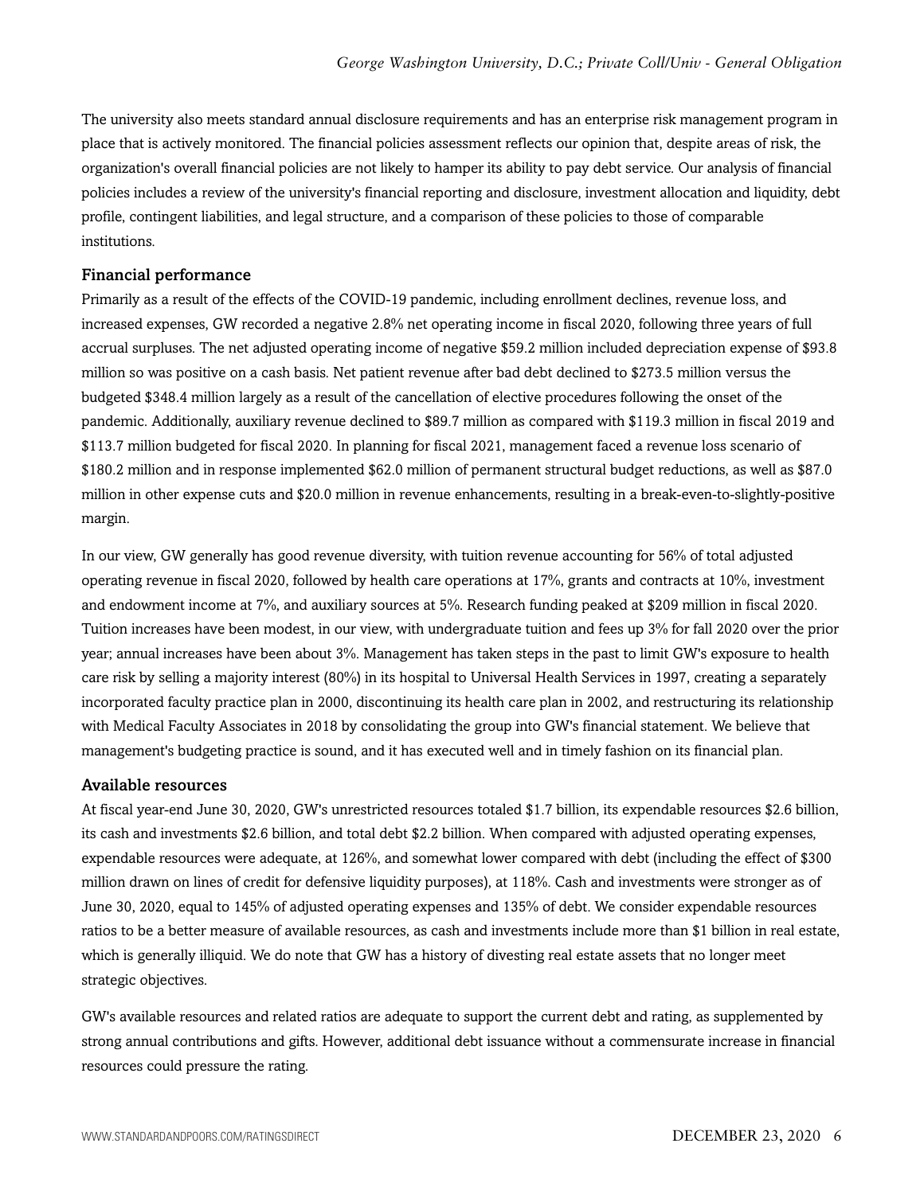The university also meets standard annual disclosure requirements and has an enterprise risk management program in place that is actively monitored. The financial policies assessment reflects our opinion that, despite areas of risk, the organization's overall financial policies are not likely to hamper its ability to pay debt service. Our analysis of financial policies includes a review of the university's financial reporting and disclosure, investment allocation and liquidity, debt profile, contingent liabilities, and legal structure, and a comparison of these policies to those of comparable institutions.

### Financial performance

Primarily as a result of the effects of the COVID-19 pandemic, including enrollment declines, revenue loss, and increased expenses, GW recorded a negative 2.8% net operating income in fiscal 2020, following three years of full accrual surpluses. The net adjusted operating income of negative $59.2 million included depreciation expense of $93.8 million so was positive on a cash basis. Net patient revenue after bad debt declined to $273.5 million versus the budgeted $348.4 million largely as a result of the cancellation of elective procedures following the onset of the pandemic. Additionally, auxiliary revenue declined to $89.7 million as compared with $119.3 million in fiscal 2019 and $113.7 million budgeted for fiscal 2020. In planning for fiscal 2021, management faced a revenue loss scenario of $180.2 million and in response implemented $62.0 million of permanent structural budget reductions, as well as $87.0 million in other expense cuts and $20.0 million in revenue enhancements, resulting in a break-even-to-slightly-positive margin.

In our view, GW generally has good revenue diversity, with tuition revenue accounting for 56% of total adjusted operating revenue in fiscal 2020, followed by health care operations at 17%, grants and contracts at 10%, investment and endowment income at 7%, and auxiliary sources at 5%. Research funding peaked at $209 million in fiscal 2020. Tuition increases have been modest, in our view, with undergraduate tuition and fees up 3% for fall 2020 over the prior year; annual increases have been about 3%. Management has taken steps in the past to limit GW's exposure to health care risk by selling a majority interest (80%) in its hospital to Universal Health Services in 1997, creating a separately incorporated faculty practice plan in 2000, discontinuing its health care plan in 2002, and restructuring its relationship with Medical Faculty Associates in 2018 by consolidating the group into GW's financial statement. We believe that management's budgeting practice is sound, and it has executed well and in timely fashion on its financial plan.

### Available resources

At fiscal year-end June 30, 2020, GW's unrestricted resources totaled $1.7 billion, its expendable resources $2.6 billion, its cash and investments $2.6 billion, and total debt $2.2 billion. When compared with adjusted operating expenses, expendable resources were adequate, at 126%, and somewhat lower compared with debt (including the effect of $300 million drawn on lines of credit for defensive liquidity purposes), at 118%. Cash and investments were stronger as of June 30, 2020, equal to 145% of adjusted operating expenses and 135% of debt. We consider expendable resources ratios to be a better measure of available resources, as cash and investments include more than $1 billion in real estate, which is generally illiquid. We do note that GW has a history of divesting real estate assets that no longer meet strategic objectives.

GW's available resources and related ratios are adequate to support the current debt and rating, as supplemented by strong annual contributions and gifts. However, additional debt issuance without a commensurate increase in financial resources could pressure the rating.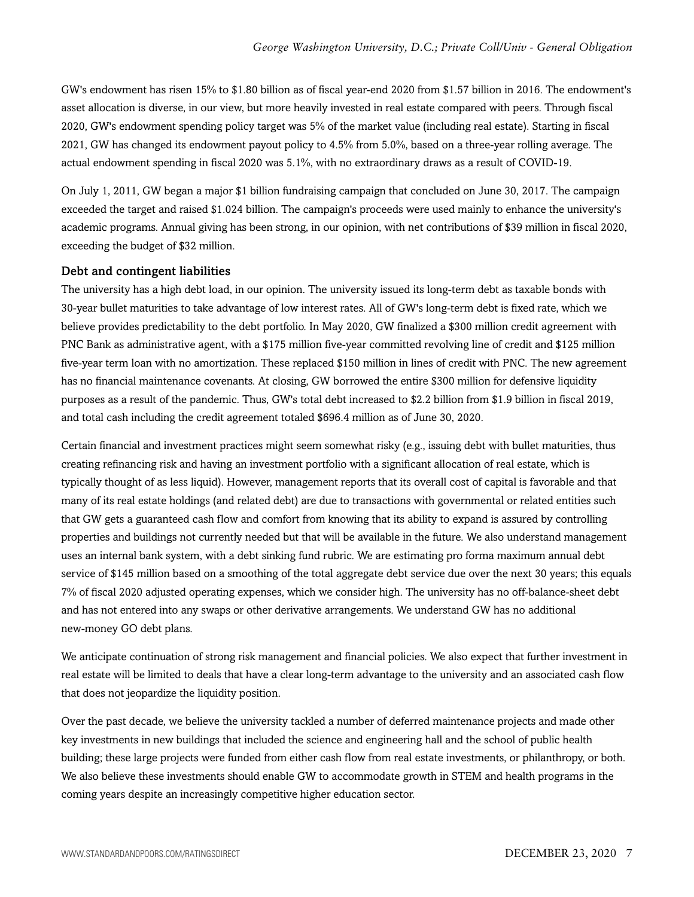GW's endowment has risen 15% to $1.80 billion as of fiscal year-end 2020 from $1.57 billion in 2016. The endowment's asset allocation is diverse, in our view, but more heavily invested in real estate compared with peers. Through fiscal 2020, GW's endowment spending policy target was 5% of the market value (including real estate). Starting in fiscal 2021, GW has changed its endowment payout policy to 4.5% from 5.0%, based on a three-year rolling average. The actual endowment spending in fiscal 2020 was 5.1%, with no extraordinary draws as a result of COVID-19.

On July 1, 2011, GW began a major $1 billion fundraising campaign that concluded on June 30, 2017. The campaign exceeded the target and raised $1.024 billion. The campaign's proceeds were used mainly to enhance the university's academic programs. Annual giving has been strong, in our opinion, with net contributions of $39 million in fiscal 2020, exceeding the budget of $32 million.

### Debt and contingent liabilities

The university has a high debt load, in our opinion. The university issued its long-term debt as taxable bonds with 30-year bullet maturities to take advantage of low interest rates. All of GW's long-term debt is fixed rate, which we believe provides predictability to the debt portfolio. In May 2020, GW finalized a $300 million credit agreement with PNC Bank as administrative agent, with a $175 million five-year committed revolving line of credit and $125 million five-year term loan with no amortization. These replaced $150 million in lines of credit with PNC. The new agreement has no financial maintenance covenants. At closing, GW borrowed the entire $300 million for defensive liquidity purposes as a result of the pandemic. Thus, GW's total debt increased to $2.2 billion from $1.9 billion in fiscal 2019, and total cash including the credit agreement totaled $696.4 million as of June 30, 2020.

Certain financial and investment practices might seem somewhat risky (e.g., issuing debt with bullet maturities, thus creating refinancing risk and having an investment portfolio with a significant allocation of real estate, which is typically thought of as less liquid). However, management reports that its overall cost of capital is favorable and that many of its real estate holdings (and related debt) are due to transactions with governmental or related entities such that GW gets a guaranteed cash flow and comfort from knowing that its ability to expand is assured by controlling properties and buildings not currently needed but that will be available in the future. We also understand management uses an internal bank system, with a debt sinking fund rubric. We are estimating pro forma maximum annual debt service of $145 million based on a smoothing of the total aggregate debt service due over the next 30 years; this equals 7% of fiscal 2020 adjusted operating expenses, which we consider high. The university has no off-balance-sheet debt and has not entered into any swaps or other derivative arrangements. We understand GW has no additional new-money GO debt plans.

We anticipate continuation of strong risk management and financial policies. We also expect that further investment in real estate will be limited to deals that have a clear long-term advantage to the university and an associated cash flow that does not jeopardize the liquidity position.

Over the past decade, we believe the university tackled a number of deferred maintenance projects and made other key investments in new buildings that included the science and engineering hall and the school of public health building; these large projects were funded from either cash flow from real estate investments, or philanthropy, or both. We also believe these investments should enable GW to accommodate growth in STEM and health programs in the coming years despite an increasingly competitive higher education sector.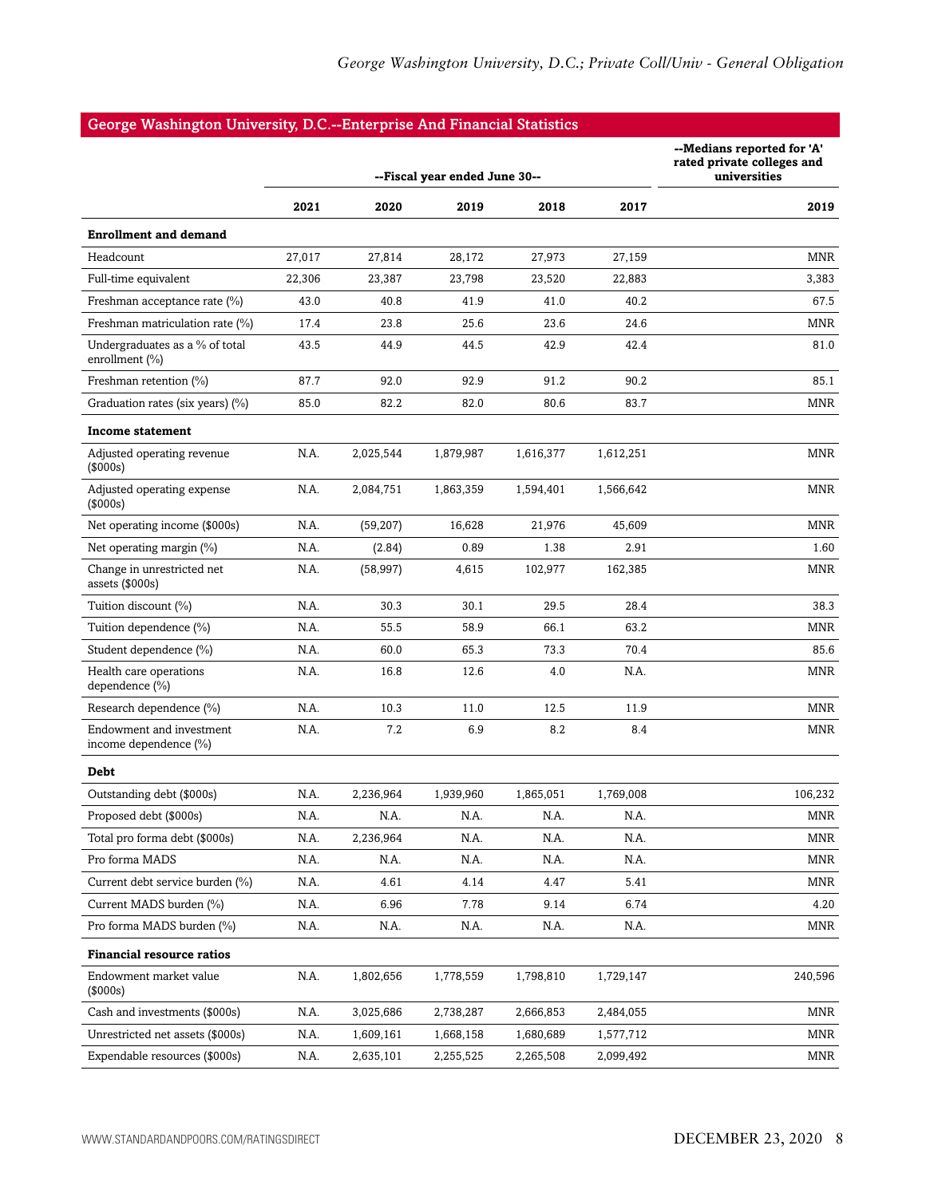## George Washington University, D.C.--Enterprise And Financial Statistics

| | --Fiscal year ended June 30-- | | | | | --Medians reported for 'A' rated private colleges and universities |
|---|---|---|---|---|---|---|
| | 2021 | 2020 | 2019 | 2018 | 2017 | 2019 |
| **Enrollment and demand** | | | | | | |
| Headcount | 27,017 | 27,814 | 28,172 | 27,973 | 27,159 | MNR |
| Full-time equivalent | 22,306 | 23,387 | 23,798 | 23,520 | 22,883 | 3,383 |
| Freshman acceptance rate (%) | 43.0 | 40.8 | 41.9 | 41.0 | 40.2 | 67.5 |
| Freshman matriculation rate (%) | 17.4 | 23.8 | 25.6 | 23.6 | 24.6 | MNR |
| Undergraduates as a % of total enrollment (%) | 43.5 | 44.9 | 44.5 | 42.9 | 42.4 | 81.0 |
| Freshman retention (%) | 87.7 | 92.0 | 92.9 | 91.2 | 90.2 | 85.1 |
| Graduation rates (six years) (%) | 85.0 | 82.2 | 82.0 | 80.6 | 83.7 | MNR |
| **Income statement** | | | | | | |
| Adjusted operating revenue ($000s) | N.A. | 2,025,544 | 1,879,987 | 1,616,377 | 1,612,251 | MNR |
| Adjusted operating expense ($000s) | N.A. | 2,084,751 | 1,863,359 | 1,594,401 | 1,566,642 | MNR |
| Net operating income ($000s) | N.A. | (59,207) | 16,628 | 21,976 | 45,609 | MNR |
| Net operating margin (%) | N.A. | (2.84) | 0.89 | 1.38 | 2.91 | 1.60 |
| Change in unrestricted net assets ($000s) | N.A. | (58,997) | 4,615 | 102,977 | 162,385 | MNR |
| Tuition discount (%) | N.A. | 30.3 | 30.1 | 29.5 | 28.4 | 38.3 |
| Tuition dependence (%) | N.A. | 55.5 | 58.9 | 66.1 | 63.2 | MNR |
| Student dependence (%) | N.A. | 60.0 | 65.3 | 73.3 | 70.4 | 85.6 |
| Health care operations dependence (%) | N.A. | 16.8 | 12.6 | 4.0 | N.A. | MNR |
| Research dependence (%) | N.A. | 10.3 | 11.0 | 12.5 | 11.9 | MNR |
| Endowment and investment income dependence (%) | N.A. | 7.2 | 6.9 | 8.2 | 8.4 | MNR |
| **Debt** | | | | | | |
| Outstanding debt ($000s) | N.A. | 2,236,964 | 1,939,960 | 1,865,051 | 1,769,008 | 106,232 |
| Proposed debt ($000s) | N.A. | N.A. | N.A. | N.A. | N.A. | MNR |
| Total pro forma debt ($000s) | N.A. | 2,236,964 | N.A. | N.A. | N.A. | MNR |
| Pro forma MADS | N.A. | N.A. | N.A. | N.A. | N.A. | MNR |
| Current debt service burden (%) | N.A. | 4.61 | 4.14 | 4.47 | 5.41 | MNR |
| Current MADS burden (%) | N.A. | 6.96 | 7.78 | 9.14 | 6.74 | 4.20 |
| Pro forma MADS burden (%) | N.A. | N.A. | N.A. | N.A. | N.A. | MNR |
| **Financial resource ratios** | | | | | | |
| Endowment market value ($000s) | N.A. | 1,802,656 | 1,778,559 | 1,798,810 | 1,729,147 | 240,596 |
| Cash and investments ($000s) | N.A. | 3,025,686 | 2,738,287 | 2,666,853 | 2,484,055 | MNR |
| Unrestricted net assets ($000s) | N.A. | 1,609,161 | 1,668,158 | 1,680,689 | 1,577,712 | MNR |
| Expendable resources ($000s) | N.A. | 2,635,101 | 2,255,525 | 2,265,508 | 2,099,492 | MNR |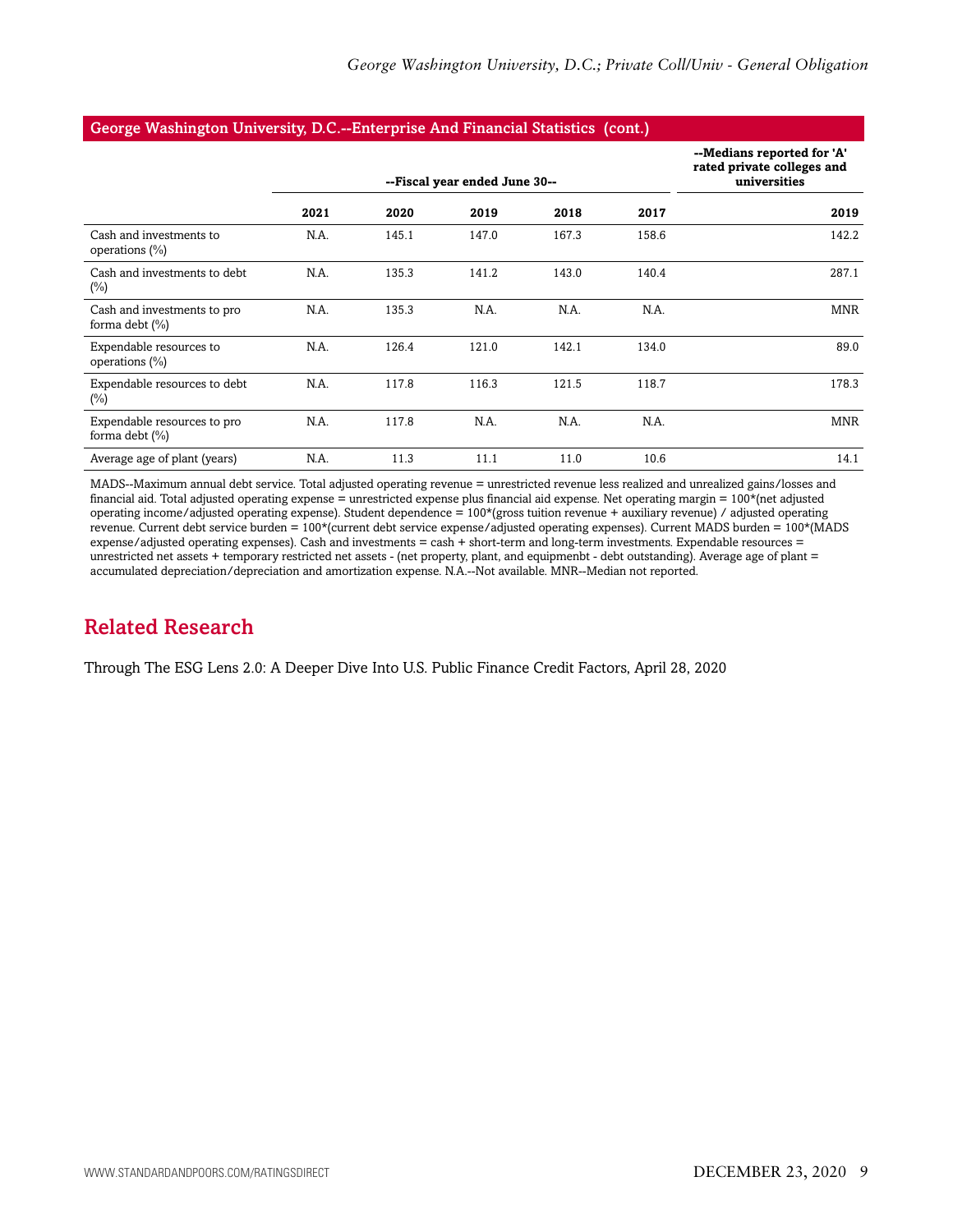## George Washington University, D.C.--Enterprise And Financial Statistics (cont.)

| | --Fiscal year ended June 30-- | | | | | --Medians reported for 'A' rated private colleges and universities |
|---|---|---|---|---|---|---|
| | 2021 | 2020 | 2019 | 2018 | 2017 | 2019 |
| Cash and investments to operations (%) | N.A. | 145.1 | 147.0 | 167.3 | 158.6 | 142.2 |
| Cash and investments to debt (%) | N.A. | 135.3 | 141.2 | 143.0 | 140.4 | 287.1 |
| Cash and investments to pro forma debt (%) | N.A. | 135.3 | N.A. | N.A. | N.A. | MNR |
| Expendable resources to operations (%) | N.A. | 126.4 | 121.0 | 142.1 | 134.0 | 89.0 |
| Expendable resources to debt (%) | N.A. | 117.8 | 116.3 | 121.5 | 118.7 | 178.3 |
| Expendable resources to pro forma debt (%) | N.A. | 117.8 | N.A. | N.A. | N.A. | MNR |
| Average age of plant (years) | N.A. | 11.3 | 11.1 | 11.0 | 10.6 | 14.1 |

MADS--Maximum annual debt service. Total adjusted operating revenue = unrestricted revenue less realized and unrealized gains/losses and financial aid. Total adjusted operating expense = unrestricted expense plus financial aid expense. Net operating margin = 100*(net adjusted operating income/adjusted operating expense). Student dependence = 100*(gross tuition revenue + auxiliary revenue) / adjusted operating revenue. Current debt service burden = 100*(current debt service expense/adjusted operating expenses). Current MADS burden = 100*(MADS expense/adjusted operating expenses). Cash and investments = cash + short-term and long-term investments. Expendable resources = unrestricted net assets + temporary restricted net assets - (net property, plant, and equipmenbt - debt outstanding). Average age of plant = accumulated depreciation/depreciation and amortization expense. N.A.--Not available. MNR--Median not reported.

## Related Research

Through The ESG Lens 2.0: A Deeper Dive Into U.S. Public Finance Credit Factors, April 28, 2020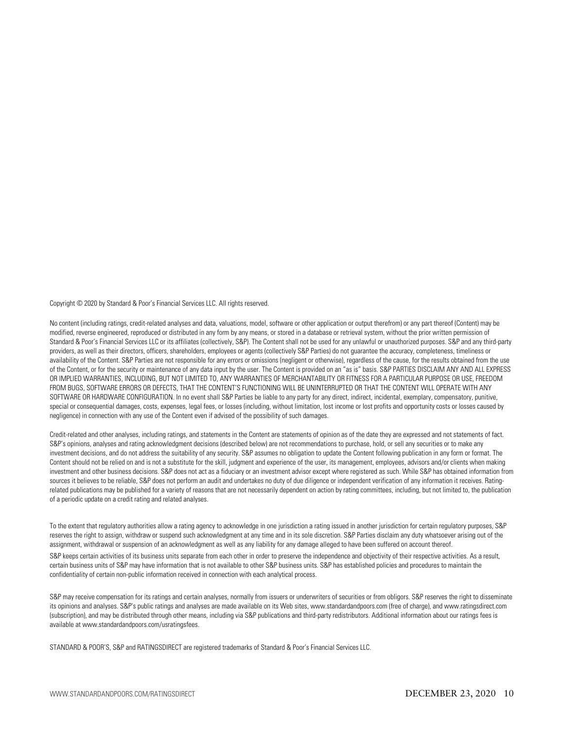Copyright © 2020 by Standard & Poor's Financial Services LLC. All rights reserved.

No content (including ratings, credit-related analyses and data, valuations, model, software or other application or output therefrom) or any part thereof (Content) may be modified, reverse engineered, reproduced or distributed in any form by any means, or stored in a database or retrieval system, without the prior written permission of Standard & Poor's Financial Services LLC or its affiliates (collectively, S&P). The Content shall not be used for any unlawful or unauthorized purposes. S&P and any third-party providers, as well as their directors, officers, shareholders, employees or agents (collectively S&P Parties) do not guarantee the accuracy, completeness, timeliness or availability of the Content. S&P Parties are not responsible for any errors or omissions (negligent or otherwise), regardless of the cause, for the results obtained from the use of the Content, or for the security or maintenance of any data input by the user. The Content is provided on an "as is" basis. S&P PARTIES DISCLAIM ANY AND ALL EXPRESS OR IMPLIED WARRANTIES, INCLUDING, BUT NOT LIMITED TO, ANY WARRANTIES OF MERCHANTABILITY OR FITNESS FOR A PARTICULAR PURPOSE OR USE, FREEDOM FROM BUGS, SOFTWARE ERRORS OR DEFECTS, THAT THE CONTENT'S FUNCTIONING WILL BE UNINTERRUPTED OR THAT THE CONTENT WILL OPERATE WITH ANY SOFTWARE OR HARDWARE CONFIGURATION. In no event shall S&P Parties be liable to any party for any direct, indirect, incidental, exemplary, compensatory, punitive, special or consequential damages, costs, expenses, legal fees, or losses (including, without limitation, lost income or lost profits and opportunity costs or losses caused by negligence) in connection with any use of the Content even if advised of the possibility of such damages.

Credit-related and other analyses, including ratings, and statements in the Content are statements of opinion as of the date they are expressed and not statements of fact. S&P's opinions, analyses and rating acknowledgment decisions (described below) are not recommendations to purchase, hold, or sell any securities or to make any investment decisions, and do not address the suitability of any security. S&P assumes no obligation to update the Content following publication in any form or format. The Content should not be relied on and is not a substitute for the skill, judgment and experience of the user, its management, employees, advisors and/or clients when making investment and other business decisions. S&P does not act as a fiduciary or an investment advisor except where registered as such. While S&P has obtained information from sources it believes to be reliable, S&P does not perform an audit and undertakes no duty of due diligence or independent verification of any information it receives. Rating-related publications may be published for a variety of reasons that are not necessarily dependent on action by rating committees, including, but not limited to, the publication of a periodic update on a credit rating and related analyses.

To the extent that regulatory authorities allow a rating agency to acknowledge in one jurisdiction a rating issued in another jurisdiction for certain regulatory purposes, S&P reserves the right to assign, withdraw or suspend such acknowledgment at any time and in its sole discretion. S&P Parties disclaim any duty whatsoever arising out of the assignment, withdrawal or suspension of an acknowledgment as well as any liability for any damage alleged to have been suffered on account thereof.

S&P keeps certain activities of its business units separate from each other in order to preserve the independence and objectivity of their respective activities. As a result, certain business units of S&P may have information that is not available to other S&P business units. S&P has established policies and procedures to maintain the confidentiality of certain non-public information received in connection with each analytical process.

S&P may receive compensation for its ratings and certain analyses, normally from issuers or underwriters of securities or from obligors. S&P reserves the right to disseminate its opinions and analyses. S&P's public ratings and analyses are made available on its Web sites, www.standardandpoors.com (free of charge), and www.ratingsdirect.com (subscription), and may be distributed through other means, including via S&P publications and third-party redistributors. Additional information about our ratings fees is available at www.standardandpoors.com/usratingsfees.

STANDARD & POOR'S, S&P and RATINGSDIRECT are registered trademarks of Standard & Poor's Financial Services LLC.